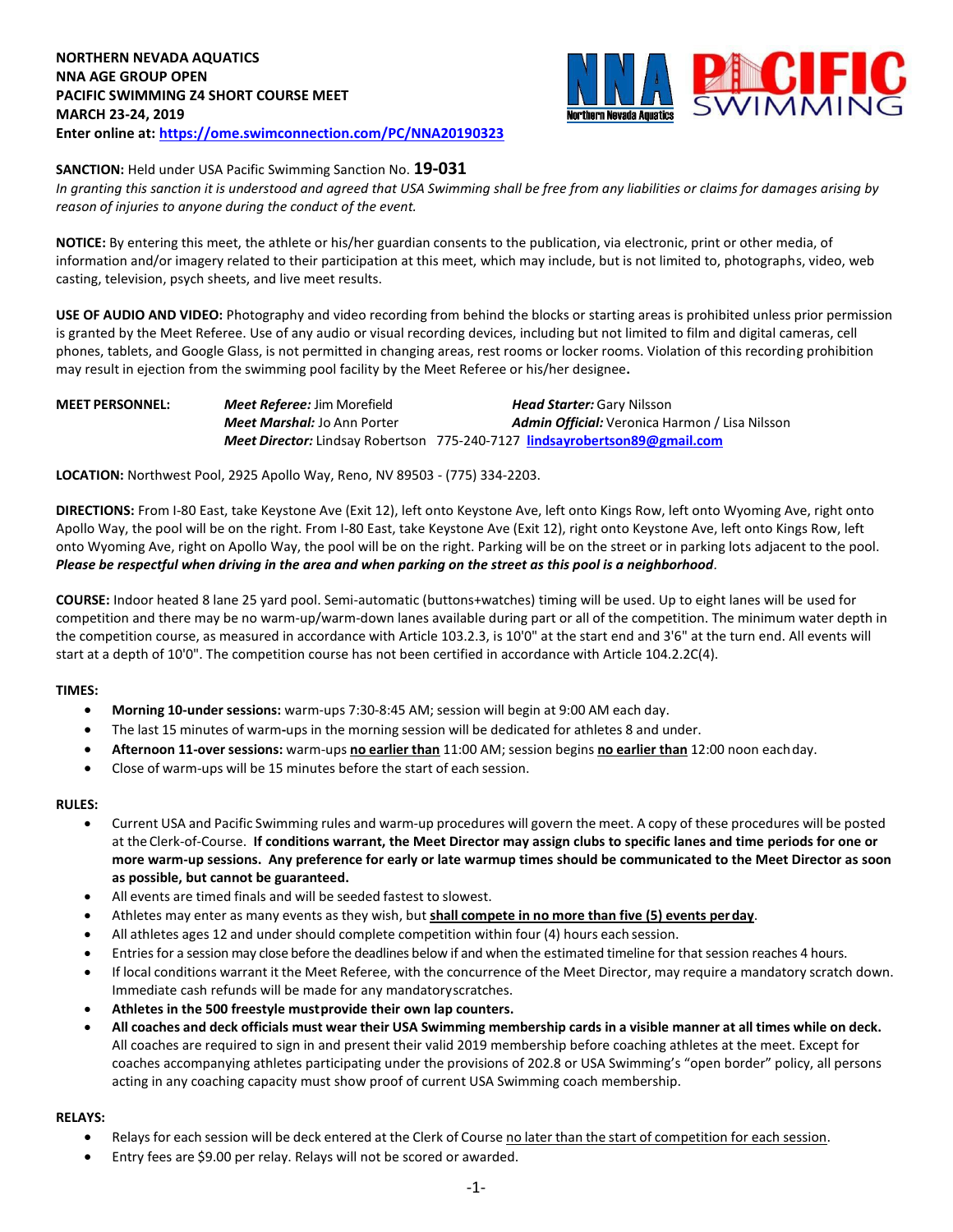**NORTHERN NEVADA AQUATICS**
**NNA AGE GROUP OPEN**
**PACIFIC SWIMMING Z4 SHORT COURSE MEET**
**MARCH 23-24, 2019**
**Enter online at: https://ome.swimconnection.com/PC/NNA20190323**

**SANCTION:** Held under USA Pacific Swimming Sanction No. **19-031**
*In granting this sanction it is understood and agreed that USA Swimming shall be free from any liabilities or claims for damages arising by reason of injuries to anyone during the conduct of the event.*

**NOTICE:** By entering this meet, the athlete or his/her guardian consents to the publication, via electronic, print or other media, of information and/or imagery related to their participation at this meet, which may include, but is not limited to, photographs, video, web casting, television, psych sheets, and live meet results.

**USE OF AUDIO AND VIDEO:** Photography and video recording from behind the blocks or starting areas is prohibited unless prior permission is granted by the Meet Referee. Use of any audio or visual recording devices, including but not limited to film and digital cameras, cell phones, tablets, and Google Glass, is not permitted in changing areas, rest rooms or locker rooms. Violation of this recording prohibition may result in ejection from the swimming pool facility by the Meet Referee or his/her designee**.**

**MEET PERSONNEL:**
***Meet Referee:*** Jim Morefield
***Head Starter:*** Gary Nilsson
***Meet Marshal:*** Jo Ann Porter
***Admin Official:*** Veronica Harmon / Lisa Nilsson
***Meet Director:*** Lindsay Robertson 775-240-7127 **lindsayrobertson89@gmail.com**

**LOCATION:** Northwest Pool, 2925 Apollo Way, Reno, NV 89503 - (775) 334-2203.

**DIRECTIONS:** From I-80 East, take Keystone Ave (Exit 12), left onto Keystone Ave, left onto Kings Row, left onto Wyoming Ave, right onto Apollo Way, the pool will be on the right. From I-80 East, take Keystone Ave (Exit 12), right onto Keystone Ave, left onto Kings Row, left onto Wyoming Ave, right on Apollo Way, the pool will be on the right. Parking will be on the street or in parking lots adjacent to the pool. ***Please be respectful when driving in the area and when parking on the street as this pool is a neighborhood*.**

**COURSE:** Indoor heated 8 lane 25 yard pool. Semi-automatic (buttons+watches) timing will be used. Up to eight lanes will be used for competition and there may be no warm-up/warm-down lanes available during part or all of the competition. The minimum water depth in the competition course, as measured in accordance with Article 103.2.3, is 10'0" at the start end and 3'6" at the turn end. All events will start at a depth of 10'0". The competition course has not been certified in accordance with Article 104.2.2C(4).

**TIMES:**

- **Morning 10-under sessions:** warm-ups 7:30-8:45 AM; session will begin at 9:00 AM each day.
- The last 15 minutes of warm-ups in the morning session will be dedicated for athletes 8 and under.
- **Afternoon 11-over sessions:** warm-ups **no earlier than** 11:00 AM; session begins **no earlier than** 12:00 noon each day.
- Close of warm-ups will be 15 minutes before the start of each session.

**RULES:**

- Current USA and Pacific Swimming rules and warm-up procedures will govern the meet. A copy of these procedures will be posted at the Clerk-of-Course. **If conditions warrant, the Meet Director may assign clubs to specific lanes and time periods for one or more warm-up sessions. Any preference for early or late warmup times should be communicated to the Meet Director as soon as possible, but cannot be guaranteed.**
- All events are timed finals and will be seeded fastest to slowest.
- Athletes may enter as many events as they wish, but **shall compete in no more than five (5) events per day**.
- All athletes ages 12 and under should complete competition within four (4) hours each session.
- Entries for a session may close before the deadlines below if and when the estimated timeline for that session reaches 4 hours.
- If local conditions warrant it the Meet Referee, with the concurrence of the Meet Director, may require a mandatory scratch down. Immediate cash refunds will be made for any mandatory scratches.
- **Athletes in the 500 freestyle must provide their own lap counters.**
- **All coaches and deck officials must wear their USA Swimming membership cards in a visible manner at all times while on deck.** All coaches are required to sign in and present their valid 2019 membership before coaching athletes at the meet. Except for coaches accompanying athletes participating under the provisions of 202.8 or USA Swimming's "open border" policy, all persons acting in any coaching capacity must show proof of current USA Swimming coach membership.

**RELAYS:**

- Relays for each session will be deck entered at the Clerk of Course no later than the start of competition for each session.
- Entry fees are $9.00 per relay. Relays will not be scored or awarded.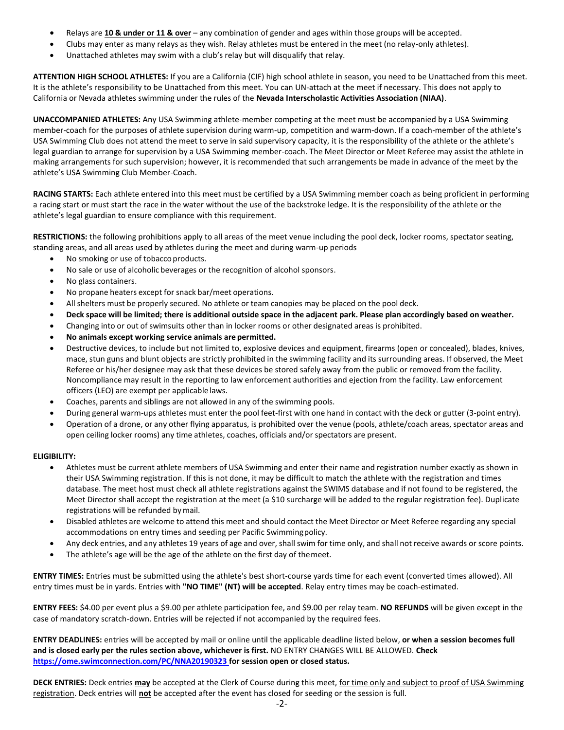- Relays are **10 & under or 11 & over** – any combination of gender and ages within those groups will be accepted.
- Clubs may enter as many relays as they wish. Relay athletes must be entered in the meet (no relay-only athletes).
- Unattached athletes may swim with a club's relay but will disqualify that relay.

**ATTENTION HIGH SCHOOL ATHLETES:** If you are a California (CIF) high school athlete in season, you need to be Unattached from this meet. It is the athlete's responsibility to be Unattached from this meet. You can UN-attach at the meet if necessary. This does not apply to California or Nevada athletes swimming under the rules of the **Nevada Interscholastic Activities Association (NIAA)**.

**UNACCOMPANIED ATHLETES:** Any USA Swimming athlete-member competing at the meet must be accompanied by a USA Swimming member-coach for the purposes of athlete supervision during warm-up, competition and warm-down. If a coach-member of the athlete's USA Swimming Club does not attend the meet to serve in said supervisory capacity, it is the responsibility of the athlete or the athlete's legal guardian to arrange for supervision by a USA Swimming member-coach. The Meet Director or Meet Referee may assist the athlete in making arrangements for such supervision; however, it is recommended that such arrangements be made in advance of the meet by the athlete's USA Swimming Club Member-Coach.

**RACING STARTS:** Each athlete entered into this meet must be certified by a USA Swimming member coach as being proficient in performing a racing start or must start the race in the water without the use of the backstroke ledge. It is the responsibility of the athlete or the athlete's legal guardian to ensure compliance with this requirement.

**RESTRICTIONS:** the following prohibitions apply to all areas of the meet venue including the pool deck, locker rooms, spectator seating, standing areas, and all areas used by athletes during the meet and during warm-up periods

- No smoking or use of tobacco products.
- No sale or use of alcoholic beverages or the recognition of alcohol sponsors.
- No glass containers.
- No propane heaters except for snack bar/meet operations.
- All shelters must be properly secured. No athlete or team canopies may be placed on the pool deck.
- **Deck space will be limited; there is additional outside space in the adjacent park. Please plan accordingly based on weather.**
- Changing into or out of swimsuits other than in locker rooms or other designated areas is prohibited.
- **No animals except working service animals are permitted.**
- Destructive devices, to include but not limited to, explosive devices and equipment, firearms (open or concealed), blades, knives, mace, stun guns and blunt objects are strictly prohibited in the swimming facility and its surrounding areas. If observed, the Meet Referee or his/her designee may ask that these devices be stored safely away from the public or removed from the facility. Noncompliance may result in the reporting to law enforcement authorities and ejection from the facility. Law enforcement officers (LEO) are exempt per applicable laws.
- Coaches, parents and siblings are not allowed in any of the swimming pools.
- During general warm-ups athletes must enter the pool feet-first with one hand in contact with the deck or gutter (3-point entry).
- Operation of a drone, or any other flying apparatus, is prohibited over the venue (pools, athlete/coach areas, spectator areas and open ceiling locker rooms) any time athletes, coaches, officials and/or spectators are present.

**ELIGIBILITY:**

- Athletes must be current athlete members of USA Swimming and enter their name and registration number exactly as shown in their USA Swimming registration. If this is not done, it may be difficult to match the athlete with the registration and times database. The meet host must check all athlete registrations against the SWIMS database and if not found to be registered, the Meet Director shall accept the registration at the meet (a $10 surcharge will be added to the regular registration fee). Duplicate registrations will be refunded by mail.
- Disabled athletes are welcome to attend this meet and should contact the Meet Director or Meet Referee regarding any special accommodations on entry times and seeding per Pacific Swimming policy.
- Any deck entries, and any athletes 19 years of age and over, shall swim for time only, and shall not receive awards or score points.
- The athlete's age will be the age of the athlete on the first day of the meet.

**ENTRY TIMES:** Entries must be submitted using the athlete's best short-course yards time for each event (converted times allowed). All entry times must be in yards. Entries with **"NO TIME" (NT) will be accepted**. Relay entry times may be coach-estimated.

**ENTRY FEES:** $4.00 per event plus a $9.00 per athlete participation fee, and $9.00 per relay team. **NO REFUNDS** will be given except in the case of mandatory scratch-down. Entries will be rejected if not accompanied by the required fees.

**ENTRY DEADLINES:** entries will be accepted by mail or online until the applicable deadline listed below, **or when a session becomes full and is closed early per the rules section above, whichever is first.** NO ENTRY CHANGES WILL BE ALLOWED. **Check https://ome.swimconnection.com/PC/NNA20190323 for session open or closed status.**

**DECK ENTRIES:** Deck entries **may** be accepted at the Clerk of Course during this meet, for time only and subject to proof of USA Swimming registration. Deck entries will **not** be accepted after the event has closed for seeding or the session is full.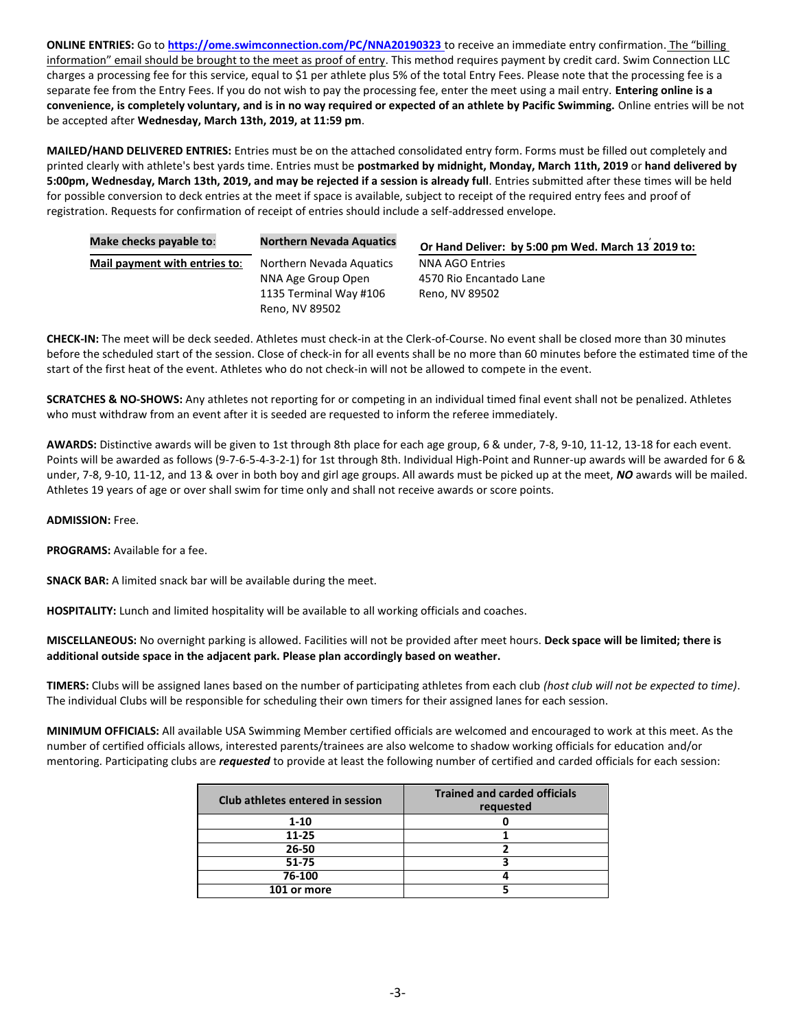**ONLINE ENTRIES:** Go to **https://ome.swimconnection.com/PC/NNA20190323** to receive an immediate entry confirmation. The "billing information" email should be brought to the meet as proof of entry. This method requires payment by credit card. Swim Connection LLC charges a processing fee for this service, equal to $1 per athlete plus 5% of the total Entry Fees. Please note that the processing fee is a separate fee from the Entry Fees. If you do not wish to pay the processing fee, enter the meet using a mail entry. **Entering online is a convenience, is completely voluntary, and is in no way required or expected of an athlete by Pacific Swimming.** Online entries will be not be accepted after **Wednesday, March 13th, 2019, at 11:59 pm**.

**MAILED/HAND DELIVERED ENTRIES:** Entries must be on the attached consolidated entry form. Forms must be filled out completely and printed clearly with athlete's best yards time. Entries must be **postmarked by midnight, Monday, March 11th, 2019** or **hand delivered by 5:00pm, Wednesday, March 13th, 2019, and may be rejected if a session is already full**. Entries submitted after these times will be held for possible conversion to deck entries at the meet if space is available, subject to receipt of the required entry fees and proof of registration. Requests for confirmation of receipt of entries should include a self-addressed envelope.

| **Make checks payable to**: | **Northern Nevada Aquatics** | **Or Hand Deliver: by 5:00 pm Wed. March 13 2019 to:** |
|---|---|---|
| **Mail payment with entries to**: | Northern Nevada Aquatics<br>NNA Age Group Open<br>1135 Terminal Way #106<br>Reno, NV 89502 | NNA AGO Entries<br>4570 Rio Encantado Lane<br>Reno, NV 89502 |

**CHECK-IN:** The meet will be deck seeded. Athletes must check-in at the Clerk-of-Course. No event shall be closed more than 30 minutes before the scheduled start of the session. Close of check-in for all events shall be no more than 60 minutes before the estimated time of the start of the first heat of the event. Athletes who do not check-in will not be allowed to compete in the event.

**SCRATCHES & NO-SHOWS:** Any athletes not reporting for or competing in an individual timed final event shall not be penalized. Athletes who must withdraw from an event after it is seeded are requested to inform the referee immediately.

**AWARDS:** Distinctive awards will be given to 1st through 8th place for each age group, 6 & under, 7-8, 9-10, 11-12, 13-18 for each event. Points will be awarded as follows (9-7-6-5-4-3-2-1) for 1st through 8th. Individual High-Point and Runner-up awards will be awarded for 6 & under, 7-8, 9-10, 11-12, and 13 & over in both boy and girl age groups. All awards must be picked up at the meet, ***NO*** awards will be mailed. Athletes 19 years of age or over shall swim for time only and shall not receive awards or score points.

**ADMISSION:** Free.

**PROGRAMS:** Available for a fee.

**SNACK BAR:** A limited snack bar will be available during the meet.

**HOSPITALITY:** Lunch and limited hospitality will be available to all working officials and coaches.

**MISCELLANEOUS:** No overnight parking is allowed. Facilities will not be provided after meet hours. **Deck space will be limited; there is additional outside space in the adjacent park. Please plan accordingly based on weather.**

**TIMERS:** Clubs will be assigned lanes based on the number of participating athletes from each club *(host club will not be expected to time)*. The individual Clubs will be responsible for scheduling their own timers for their assigned lanes for each session.

**MINIMUM OFFICIALS:** All available USA Swimming Member certified officials are welcomed and encouraged to work at this meet. As the number of certified officials allows, interested parents/trainees are also welcome to shadow working officials for education and/or mentoring. Participating clubs are ***requested*** to provide at least the following number of certified and carded officials for each session:

| Club athletes entered in session | Trained and carded officials requested |
|---|---|
| 1-10 | 0 |
| 11-25 | 1 |
| 26-50 | 2 |
| 51-75 | 3 |
| 76-100 | 4 |
| 101 or more | 5 |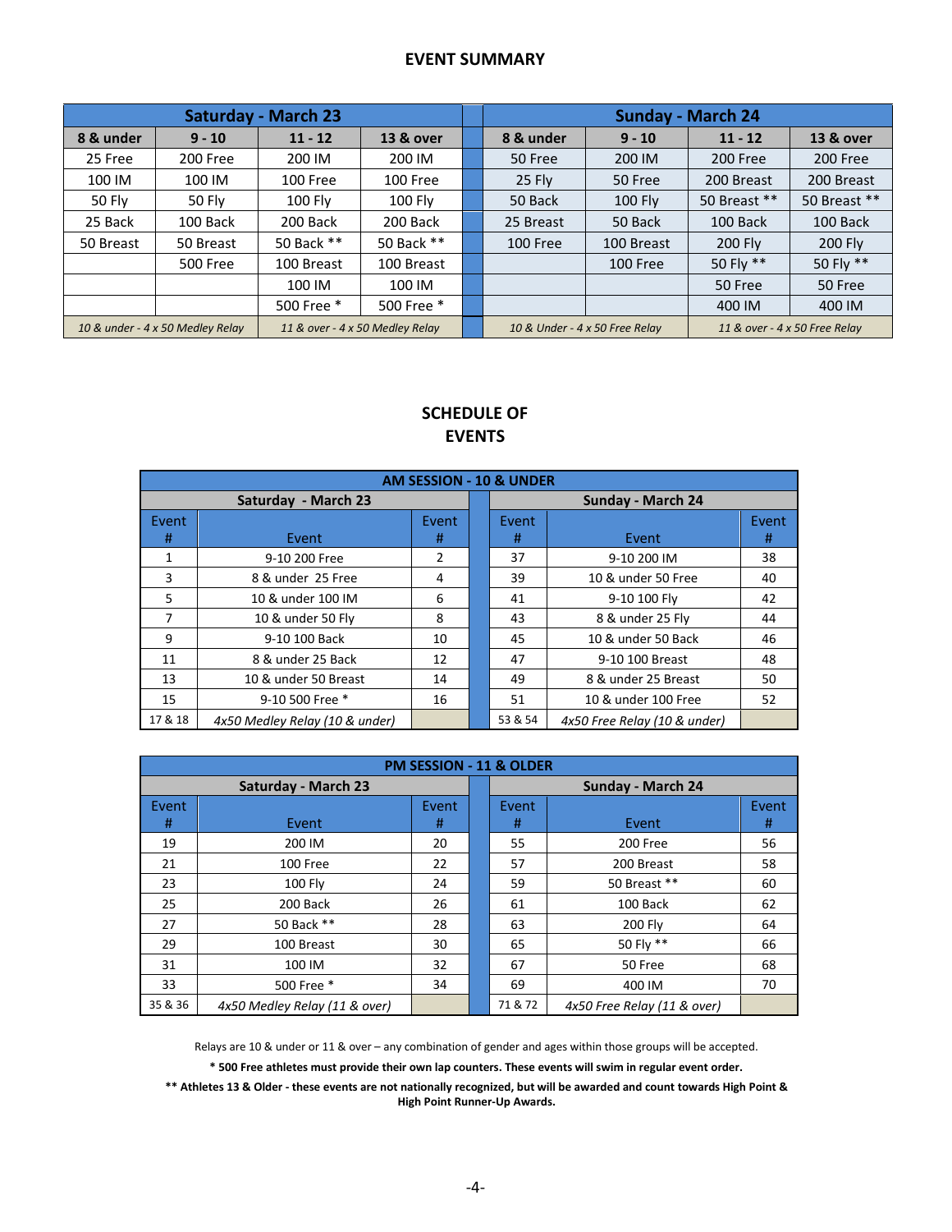## EVENT SUMMARY

| Saturday - March 23 | | | | Sunday - March 24 | | | |
|---|---|---|---|---|---|---|---|
| 8 & under | 9 - 10 | 11 - 12 | 13 & over | 8 & under | 9 - 10 | 11 - 12 | 13 & over |
| 25 Free | 200 Free | 200 IM | 200 IM | 50 Free | 200 IM | 200 Free | 200 Free |
| 100 IM | 100 IM | 100 Free | 100 Free | 25 Fly | 50 Free | 200 Breast | 200 Breast |
| 50 Fly | 50 Fly | 100 Fly | 100 Fly | 50 Back | 100 Fly | 50 Breast ** | 50 Breast ** |
| 25 Back | 100 Back | 200 Back | 200 Back | 25 Breast | 50 Back | 100 Back | 100 Back |
| 50 Breast | 50 Breast | 50 Back ** | 50 Back ** | 100 Free | 100 Breast | 200 Fly | 200 Fly |
| | 500 Free | 100 Breast | 100 Breast | | 100 Free | 50 Fly ** | 50 Fly ** |
| | | 100 IM | 100 IM | | | 50 Free | 50 Free |
| | | 500 Free * | 500 Free * | | | 400 IM | 400 IM |
| *10 & under - 4 x 50 Medley Relay* | | *11 & over - 4 x 50 Medley Relay* | | *10 & Under - 4 x 50 Free Relay* | | *11 & over - 4 x 50 Free Relay* | |

## SCHEDULE OF EVENTS

| AM SESSION - 10 & UNDER | | | | | |
|---|---|---|---|---|---|
| **Saturday - March 23** | | | **Sunday - March 24** | | |
| Event # | Event | Event # | Event # | Event | Event # |
| 1 | 9-10 200 Free | 2 | 37 | 9-10 200 IM | 38 |
| 3 | 8 & under 25 Free | 4 | 39 | 10 & under 50 Free | 40 |
| 5 | 10 & under 100 IM | 6 | 41 | 9-10 100 Fly | 42 |
| 7 | 10 & under 50 Fly | 8 | 43 | 8 & under 25 Fly | 44 |
| 9 | 9-10 100 Back | 10 | 45 | 10 & under 50 Back | 46 |
| 11 | 8 & under 25 Back | 12 | 47 | 9-10 100 Breast | 48 |
| 13 | 10 & under 50 Breast | 14 | 49 | 8 & under 25 Breast | 50 |
| 15 | 9-10 500 Free * | 16 | 51 | 10 & under 100 Free | 52 |
| 17 & 18 | *4x50 Medley Relay (10 & under)* | | 53 & 54 | *4x50 Free Relay (10 & under)* | |

| PM SESSION - 11 & OLDER | | | | | |
|---|---|---|---|---|---|
| **Saturday - March 23** | | | **Sunday - March 24** | | |
| Event # | Event | Event # | Event # | Event | Event # |
| 19 | 200 IM | 20 | 55 | 200 Free | 56 |
| 21 | 100 Free | 22 | 57 | 200 Breast | 58 |
| 23 | 100 Fly | 24 | 59 | 50 Breast ** | 60 |
| 25 | 200 Back | 26 | 61 | 100 Back | 62 |
| 27 | 50 Back ** | 28 | 63 | 200 Fly | 64 |
| 29 | 100 Breast | 30 | 65 | 50 Fly ** | 66 |
| 31 | 100 IM | 32 | 67 | 50 Free | 68 |
| 33 | 500 Free * | 34 | 69 | 400 IM | 70 |
| 35 & 36 | *4x50 Medley Relay (11 & over)* | | 71 & 72 | *4x50 Free Relay (11 & over)* | |

Relays are 10 & under or 11 & over – any combination of gender and ages within those groups will be accepted.

**\* 500 Free athletes must provide their own lap counters. These events will swim in regular event order.**

**\*\* Athletes 13 & Older - these events are not nationally recognized, but will be awarded and count towards High Point & High Point Runner-Up Awards.**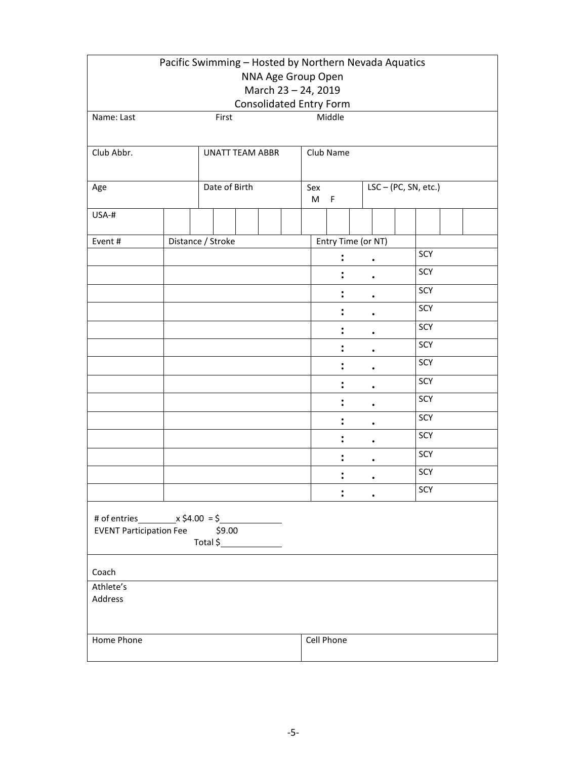Pacific Swimming – Hosted by Northern Nevada Aquatics
NNA Age Group Open
March 23 – 24, 2019
Consolidated Entry Form

| | | | |
|---|---|---|---|
| Name: Last | First | Middle | |
| Club Abbr. | UNATT TEAM ABBR | Club Name | |
| Age | Date of Birth | Sex M F | LSC – (PC, SN, etc.) |
| USA-# | | | |

| Event # | Distance / Stroke | Entry Time (or NT) | |
|---|---|---|---|
| | | : . | SCY |
| | | : . | SCY |
| | | : . | SCY |
| | | : . | SCY |
| | | : . | SCY |
| | | : . | SCY |
| | | : . | SCY |
| | | : . | SCY |
| | | : . | SCY |
| | | : . | SCY |
| | | : . | SCY |
| | | : . | SCY |
| | | : . | SCY |
| | | : . | SCY |

# of entries________x $4.00 = $____________
EVENT Participation Fee $9.00
Total $____________

| | |
|---|---|
| Coach | |
| Athlete's Address | |
| Home Phone | Cell Phone |